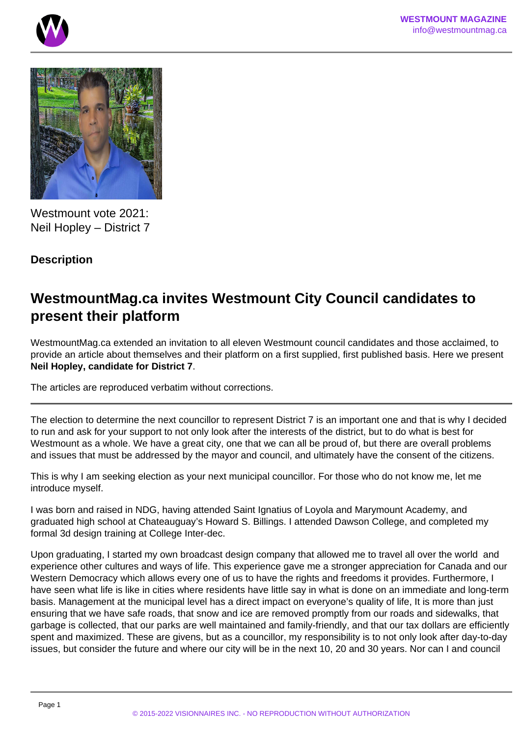Westmount vote 2021:
Neil Hopley – District 7

**Description**

## WestmountMag.ca invites Westmount City Council candidates to present their platform

WestmountMag.ca extended an invitation to all eleven Westmount council candidates and those acclaimed, to provide an article about themselves and their platform on a first supplied, first published basis. Here we present **Neil Hopley, candidate for District 7**.

The articles are reproduced verbatim without corrections.

---

The election to determine the next councillor to represent District 7 is an important one and that is why I decided to run and ask for your support to not only look after the interests of the district, but to do what is best for Westmount as a whole. We have a great city, one that we can all be proud of, but there are overall problems and issues that must be addressed by the mayor and council, and ultimately have the consent of the citizens.

This is why I am seeking election as your next municipal councillor. For those who do not know me, let me introduce myself.

I was born and raised in NDG, having attended Saint Ignatius of Loyola and Marymount Academy, and graduated high school at Chateauguay's Howard S. Billings. I attended Dawson College, and completed my formal 3d design training at College Inter-dec.

Upon graduating, I started my own broadcast design company that allowed me to travel all over the world and experience other cultures and ways of life. This experience gave me a stronger appreciation for Canada and our Western Democracy which allows every one of us to have the rights and freedoms it provides. Furthermore, I have seen what life is like in cities where residents have little say in what is done on an immediate and long-term basis. Management at the municipal level has a direct impact on everyone's quality of life, It is more than just ensuring that we have safe roads, that snow and ice are removed promptly from our roads and sidewalks, that garbage is collected, that our parks are well maintained and family-friendly, and that our tax dollars are efficiently spent and maximized. These are givens, but as a councillor, my responsibility is to not only look after day-to-day issues, but consider the future and where our city will be in the next 10, 20 and 30 years. Nor can I and council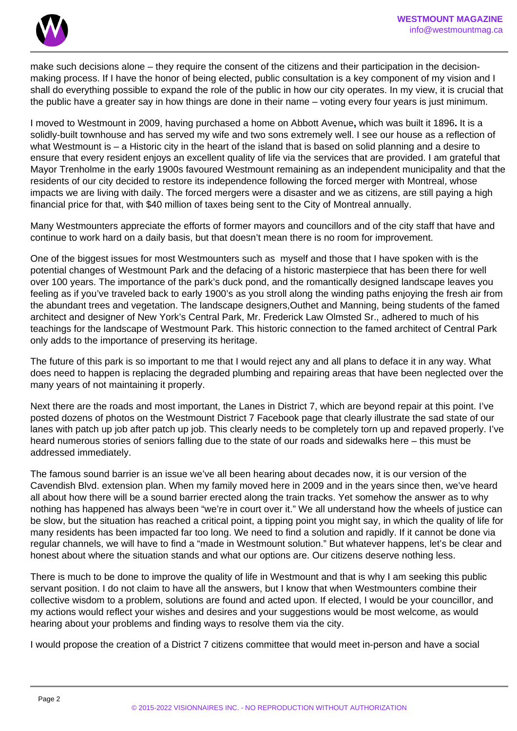make such decisions alone – they require the consent of the citizens and their participation in the decision-making process. If I have the honor of being elected, public consultation is a key component of my vision and I shall do everything possible to expand the role of the public in how our city operates. In my view, it is crucial that the public have a greater say in how things are done in their name – voting every four years is just minimum.

I moved to Westmount in 2009, having purchased a home on Abbott Avenue**,** which was built it 1896**.** It is a solidly-built townhouse and has served my wife and two sons extremely well. I see our house as a reflection of what Westmount is – a Historic city in the heart of the island that is based on solid planning and a desire to ensure that every resident enjoys an excellent quality of life via the services that are provided. I am grateful that Mayor Trenholme in the early 1900s favoured Westmount remaining as an independent municipality and that the residents of our city decided to restore its independence following the forced merger with Montreal, whose impacts we are living with daily. The forced mergers were a disaster and we as citizens, are still paying a high financial price for that, with $40 million of taxes being sent to the City of Montreal annually.

Many Westmounters appreciate the efforts of former mayors and councillors and of the city staff that have and continue to work hard on a daily basis, but that doesn't mean there is no room for improvement.

One of the biggest issues for most Westmounters such as  myself and those that I have spoken with is the potential changes of Westmount Park and the defacing of a historic masterpiece that has been there for well over 100 years. The importance of the park's duck pond, and the romantically designed landscape leaves you feeling as if you've traveled back to early 1900's as you stroll along the winding paths enjoying the fresh air from the abundant trees and vegetation. The landscape designers,Outhet and Manning, being students of the famed architect and designer of New York's Central Park, Mr. Frederick Law Olmsted Sr., adhered to much of his teachings for the landscape of Westmount Park. This historic connection to the famed architect of Central Park only adds to the importance of preserving its heritage.

The future of this park is so important to me that I would reject any and all plans to deface it in any way. What does need to happen is replacing the degraded plumbing and repairing areas that have been neglected over the many years of not maintaining it properly.

Next there are the roads and most important, the Lanes in District 7, which are beyond repair at this point. I've posted dozens of photos on the Westmount District 7 Facebook page that clearly illustrate the sad state of our lanes with patch up job after patch up job. This clearly needs to be completely torn up and repaved properly. I've heard numerous stories of seniors falling due to the state of our roads and sidewalks here – this must be addressed immediately.

The famous sound barrier is an issue we've all been hearing about decades now, it is our version of the Cavendish Blvd. extension plan. When my family moved here in 2009 and in the years since then, we've heard all about how there will be a sound barrier erected along the train tracks. Yet somehow the answer as to why nothing has happened has always been "we're in court over it." We all understand how the wheels of justice can be slow, but the situation has reached a critical point, a tipping point you might say, in which the quality of life for many residents has been impacted far too long. We need to find a solution and rapidly. If it cannot be done via regular channels, we will have to find a "made in Westmount solution." But whatever happens, let's be clear and honest about where the situation stands and what our options are. Our citizens deserve nothing less.

There is much to be done to improve the quality of life in Westmount and that is why I am seeking this public servant position. I do not claim to have all the answers, but I know that when Westmounters combine their collective wisdom to a problem, solutions are found and acted upon. If elected, I would be your councillor, and my actions would reflect your wishes and desires and your suggestions would be most welcome, as would hearing about your problems and finding ways to resolve them via the city.

I would propose the creation of a District 7 citizens committee that would meet in-person and have a social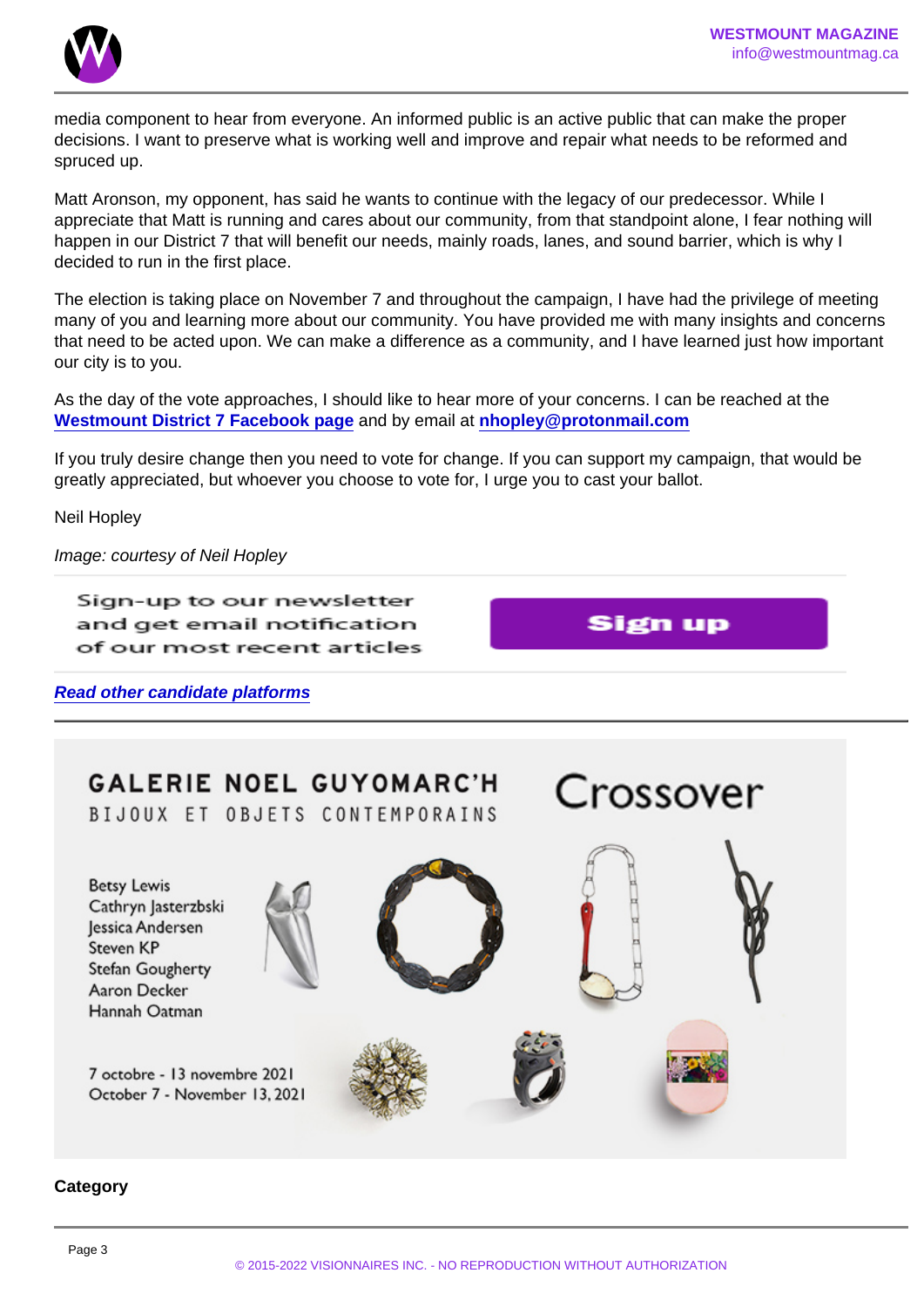media component to hear from everyone. An informed public is an active public that can make the proper decisions. I want to preserve what is working well and improve and repair what needs to be reformed and spruced up.

Matt Aronson, my opponent, has said he wants to continue with the legacy of our predecessor. While I appreciate that Matt is running and cares about our community, from that standpoint alone, I fear nothing will happen in our District 7 that will benefit our needs, mainly roads, lanes, and sound barrier, which is why I decided to run in the first place.

The election is taking place on November 7 and throughout the campaign, I have had the privilege of meeting many of you and learning more about our community. You have provided me with many insights and concerns that need to be acted upon. We can make a difference as a community, and I have learned just how important our city is to you.

As the day of the vote approaches, I should like to hear more of your concerns. I can be reached at the **Westmount District 7 Facebook page** and by email at **nhopley@protonmail.com**

If you truly desire change then you need to vote for change. If you can support my campaign, that would be greatly appreciated, but whoever you choose to vote for, I urge you to cast your ballot.

Neil Hopley

*Image: courtesy of Neil Hopley*

Sign-up to our newsletter and get email notification of our most recent articles

Sign up

***Read other candidate platforms***

GALERIE NOEL GUYOMARC'H
BIJOUX ET OBJETS CONTEMPORAINS

Crossover

Betsy Lewis
Cathryn Jasterzbski
Jessica Andersen
Steven KP
Stefan Gougherty
Aaron Decker
Hannah Oatman

7 octobre - 13 novembre 2021
October 7 - November 13, 2021

**Category**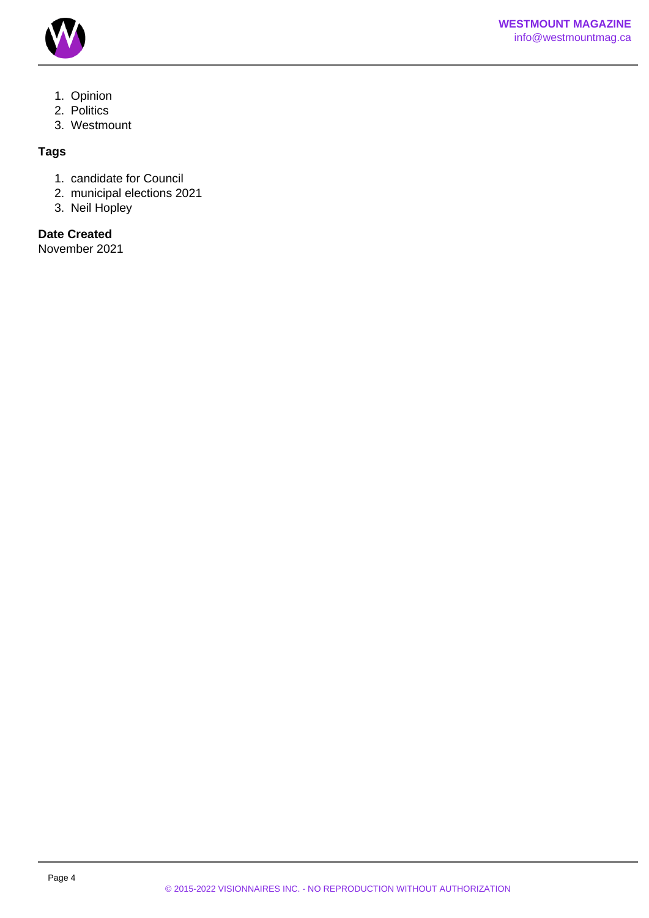1. Opinion
2. Politics
3. Westmount

**Tags**

1. candidate for Council
2. municipal elections 2021
3. Neil Hopley

**Date Created**
November 2021